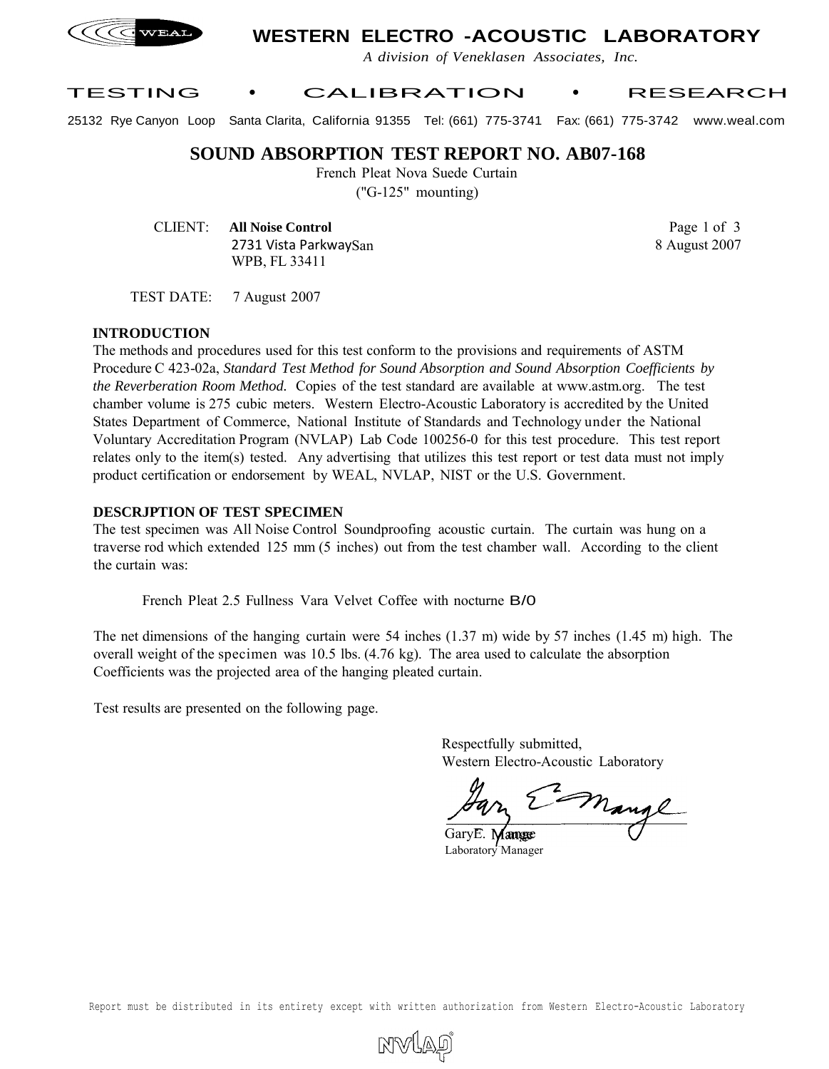# WESTERN ELECTRO -ACOUSTIC LABORATORY

*A division of Veneklasen Associates, Inc.*

TESTING • CALIBRATION • RESEARCH

25132 Rye Canyon Loop Santa Clarita, California 91355 Tel: (661) 775-3741 Fax: (661) 775-3742 www.weal.com

## SOUND ABSORPTION TEST REPORT NO. AB07-168

French Pleat Nova Suede Curtain

("G-125" mounting)

CLIENT: **All Noise Control**
2731 Vista ParkwaySan
WPB, FL 33411

Page 1 of 3
8 August 2007

TEST DATE: 7 August 2007

### INTRODUCTION

The methods and procedures used for this test conform to the provisions and requirements of ASTM Procedure C 423-02a, *Standard Test Method for Sound Absorption and Sound Absorption Coefficients by the Reverberation Room Method.* Copies of the test standard are available at www.astm.org. The test chamber volume is 275 cubic meters. Western Electro-Acoustic Laboratory is accredited by the United States Department of Commerce, National Institute of Standards and Technology under the National Voluntary Accreditation Program (NVLAP) Lab Code 100256-0 for this test procedure. This test report relates only to the item(s) tested. Any advertising that utilizes this test report or test data must not imply product certification or endorsement by WEAL, NVLAP, NIST or the U.S. Government.

### DESCRJPTION OF TEST SPECIMEN

The test specimen was All Noise Control Soundproofing acoustic curtain. The curtain was hung on a traverse rod which extended 125 mm (5 inches) out from the test chamber wall. According to the client the curtain was:

French Pleat 2.5 Fullness Vara Velvet Coffee with nocturne B/O

The net dimensions of the hanging curtain were 54 inches (1.37 m) wide by 57 inches (1.45 m) high. The overall weight of the specimen was 10.5 lbs. (4.76 kg). The area used to calculate the absorption Coefficients was the projected area of the hanging pleated curtain.

Test results are presented on the following page.

Respectfully submitted,
Western Electro-Acoustic Laboratory

Gary E. Mange
Laboratory Manager

Report must be distributed in its entirety except with written authorization from Western Electro-Acoustic Laboratory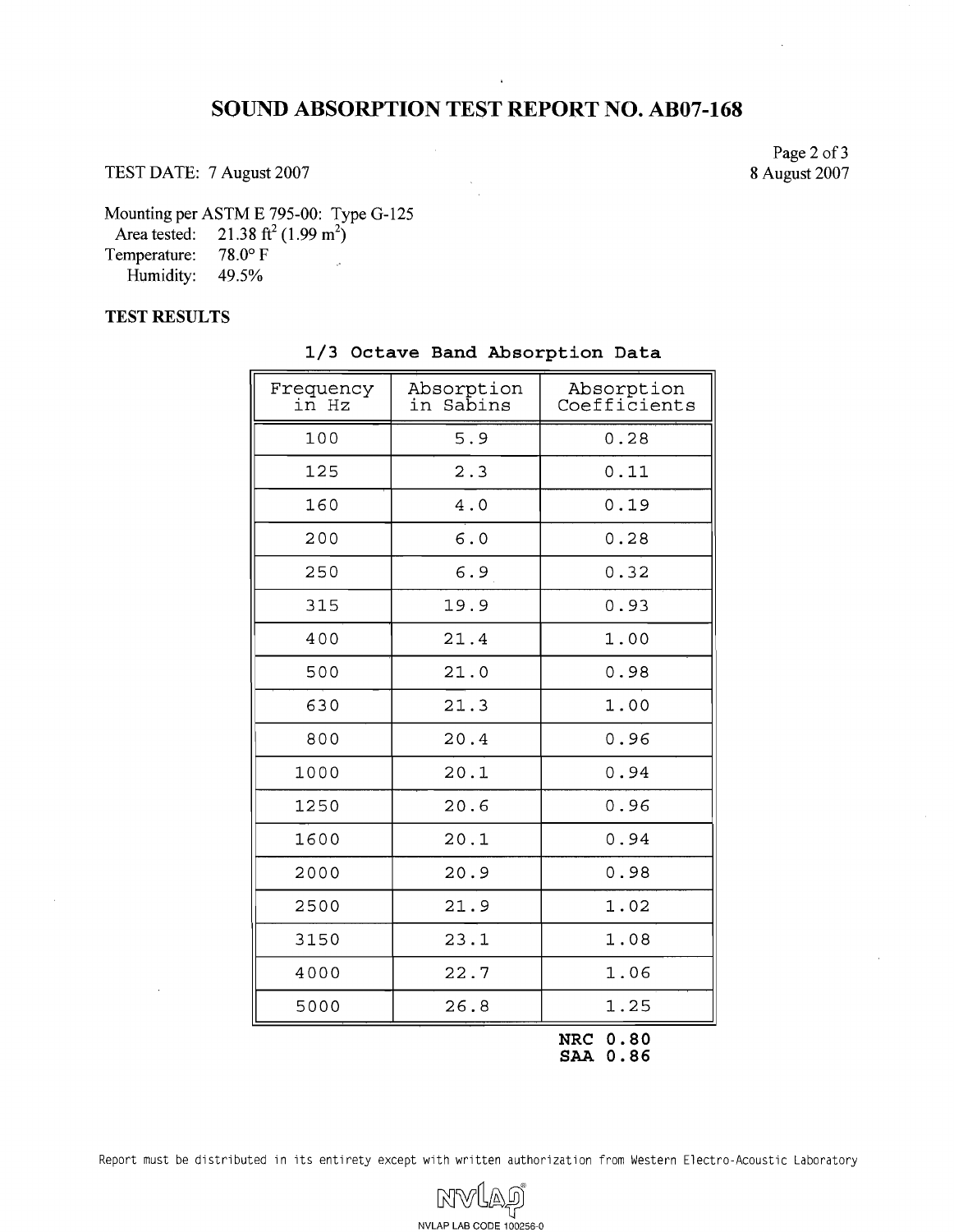# SOUND ABSORPTION TEST REPORT NO. AB07-168

TEST DATE: 7 August 2007

8 August 2007

Mounting per ASTM E 795-00: Type G-125
Area tested: 21.38 ft$^2$ (1.99 m$^2$)
Temperature: 78.0° F
Humidity: 49.5%

**TEST RESULTS**

**1/3 Octave Band Absorption Data**

| Frequency in Hz | Absorption in Sabins | Absorption Coefficients |
|---|---|---|
| 100 | 5.9 | 0.28 |
| 125 | 2.3 | 0.11 |
| 160 | 4.0 | 0.19 |
| 200 | 6.0 | 0.28 |
| 250 | 6.9 | 0.32 |
| 315 | 19.9 | 0.93 |
| 400 | 21.4 | 1.00 |
| 500 | 21.0 | 0.98 |
| 630 | 21.3 | 1.00 |
| 800 | 20.4 | 0.96 |
| 1000 | 20.1 | 0.94 |
| 1250 | 20.6 | 0.96 |
| 1600 | 20.1 | 0.94 |
| 2000 | 20.9 | 0.98 |
| 2500 | 21.9 | 1.02 |
| 3150 | 23.1 | 1.08 |
| 4000 | 22.7 | 1.06 |
| 5000 | 26.8 | 1.25 |

**NRC 0.80**
**SAA 0.86**

Report must be distributed in its entirety except with written authorization from Western Electro-Acoustic Laboratory

NVLAP LAB CODE 100256-0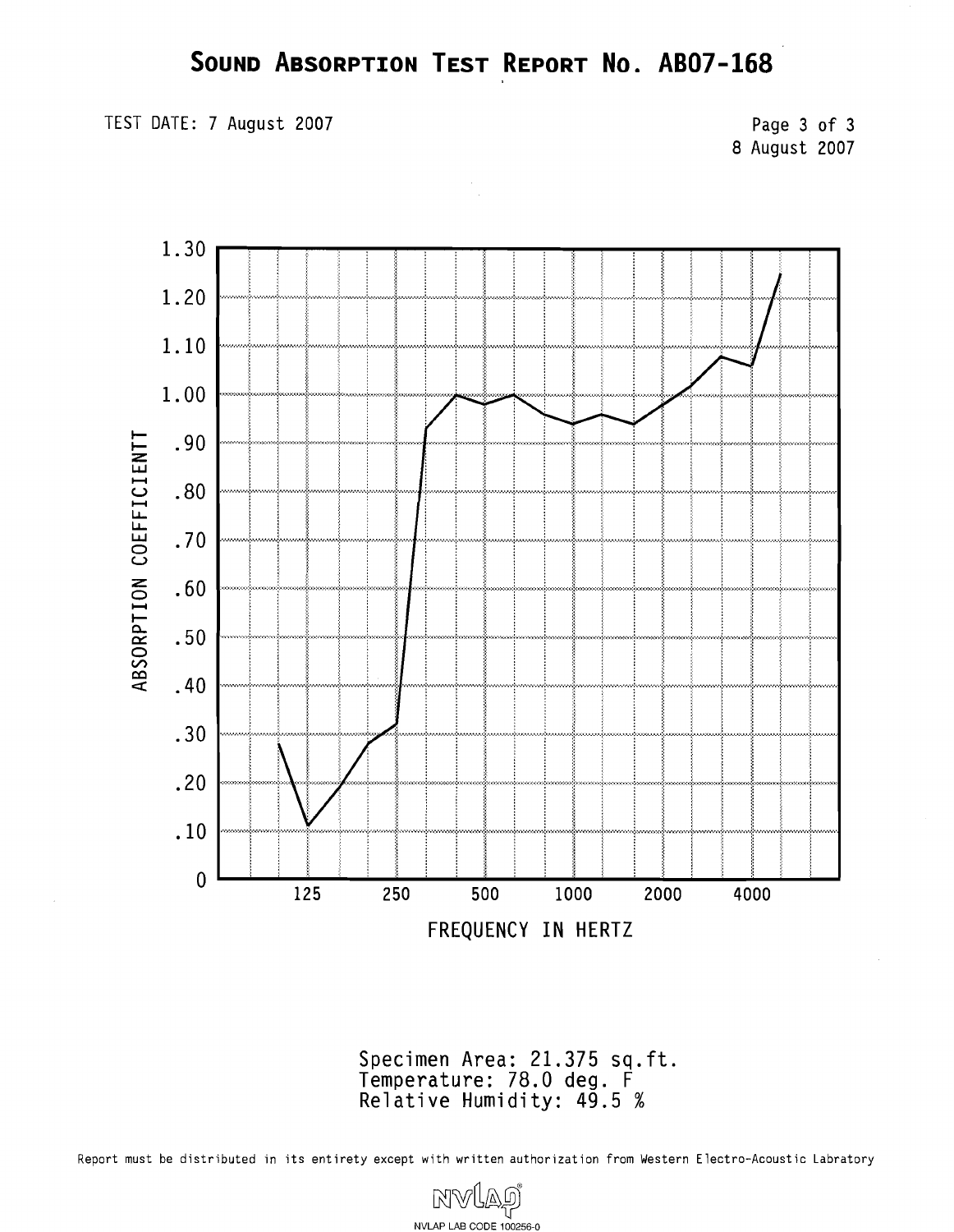# SOUND ABSORPTION TEST REPORT No. AB07-168

TEST DATE: 7 August 2007

8 August 2007

ABSORPTION COEFFICIENTT

1.30
1.20
1.10
1.00
.90
.80
.70
.60
.50
.40
.30
.20
.10
0

125
250
500
1000
2000
4000

FREQUENCY IN HERTZ

Specimen Area: 21.375 sq.ft.
Temperature: 78.0 deg. F
Relative Humidity: 49.5 %

Report must be distributed in its entirety except with written authorization from Western Electro-Acoustic Labratory

NVLAP LAB CODE 100256-0